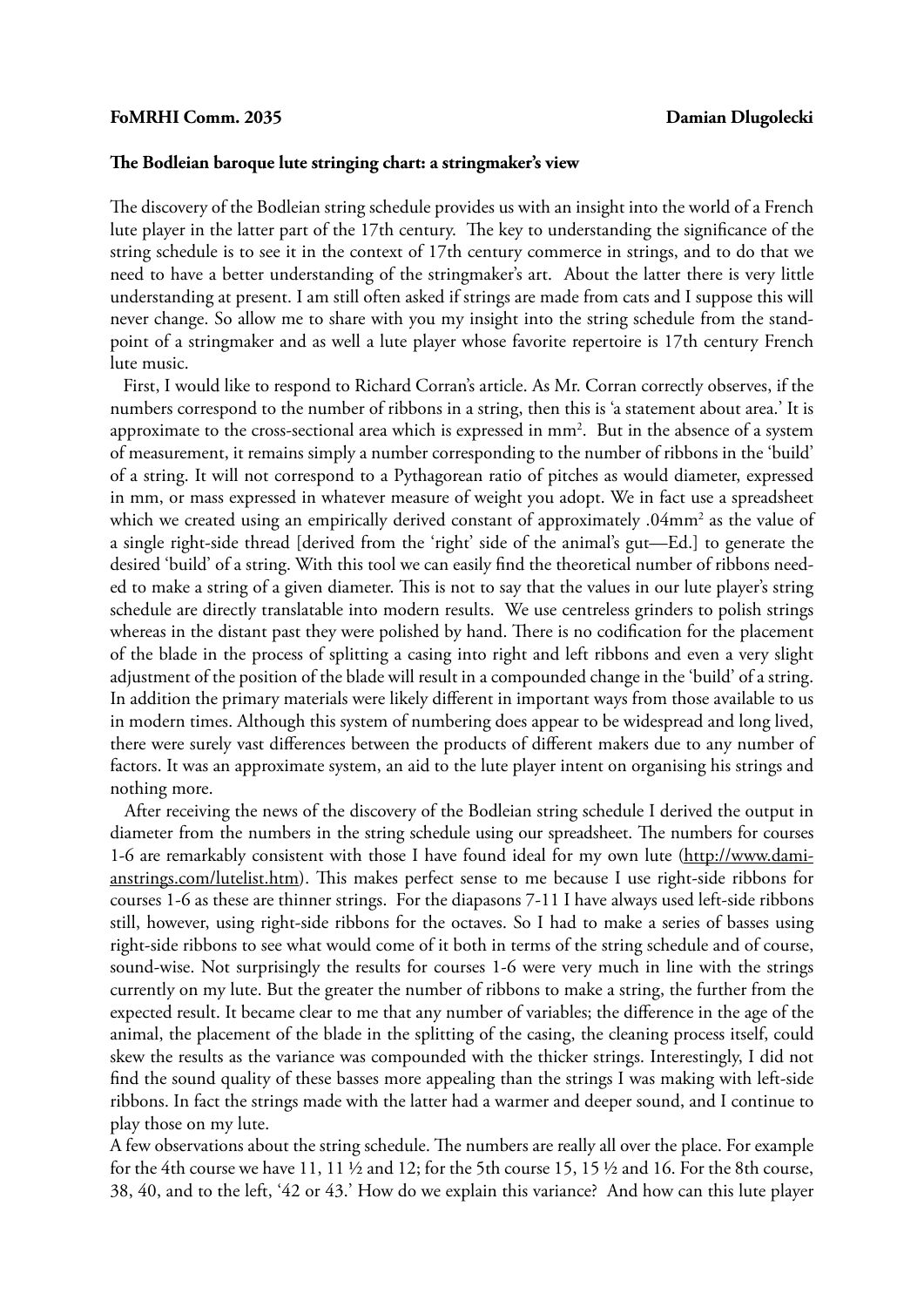**FoMRHI Comm. 2035 Damian Dlugolecki**

**The Bodleian baroque lute stringing chart: a stringmaker's view**

The discovery of the Bodleian string schedule provides us with an insight into the world of a French lute player in the latter part of the 17th century. The key to understanding the significance of the string schedule is to see it in the context of 17th century commerce in strings, and to do that we need to have a better understanding of the stringmaker's art. About the latter there is very little understanding at present. I am still often asked if strings are made from cats and I suppose this will never change. So allow me to share with you my insight into the string schedule from the standpoint of a stringmaker and as well a lute player whose favorite repertoire is 17th century French lute music.

First, I would like to respond to Richard Corran's article. As Mr. Corran correctly observes, if the numbers correspond to the number of ribbons in a string, then this is 'a statement about area.' It is approximate to the cross-sectional area which is expressed in mm$^2$. But in the absence of a system of measurement, it remains simply a number corresponding to the number of ribbons in the 'build' of a string. It will not correspond to a Pythagorean ratio of pitches as would diameter, expressed in mm, or mass expressed in whatever measure of weight you adopt. We in fact use a spreadsheet which we created using an empirically derived constant of approximately .04mm$^2$ as the value of a single right-side thread [derived from the 'right' side of the animal's gut—Ed.] to generate the desired 'build' of a string. With this tool we can easily find the theoretical number of ribbons needed to make a string of a given diameter. This is not to say that the values in our lute player's string schedule are directly translatable into modern results. We use centreless grinders to polish strings whereas in the distant past they were polished by hand. There is no codification for the placement of the blade in the process of splitting a casing into right and left ribbons and even a very slight adjustment of the position of the blade will result in a compounded change in the 'build' of a string. In addition the primary materials were likely different in important ways from those available to us in modern times. Although this system of numbering does appear to be widespread and long lived, there were surely vast differences between the products of different makers due to any number of factors. It was an approximate system, an aid to the lute player intent on organising his strings and nothing more.

After receiving the news of the discovery of the Bodleian string schedule I derived the output in diameter from the numbers in the string schedule using our spreadsheet. The numbers for courses 1-6 are remarkably consistent with those I have found ideal for my own lute (http://www.damianstrings.com/lutelist.htm). This makes perfect sense to me because I use right-side ribbons for courses 1-6 as these are thinner strings. For the diapasons 7-11 I have always used left-side ribbons still, however, using right-side ribbons for the octaves. So I had to make a series of basses using right-side ribbons to see what would come of it both in terms of the string schedule and of course, sound-wise. Not surprisingly the results for courses 1-6 were very much in line with the strings currently on my lute. But the greater the number of ribbons to make a string, the further from the expected result. It became clear to me that any number of variables; the difference in the age of the animal, the placement of the blade in the splitting of the casing, the cleaning process itself, could skew the results as the variance was compounded with the thicker strings. Interestingly, I did not find the sound quality of these basses more appealing than the strings I was making with left-side ribbons. In fact the strings made with the latter had a warmer and deeper sound, and I continue to play those on my lute.

A few observations about the string schedule. The numbers are really all over the place. For example for the 4th course we have 11, 11 ½ and 12; for the 5th course 15, 15 ½ and 16. For the 8th course, 38, 40, and to the left, '42 or 43.' How do we explain this variance? And how can this lute player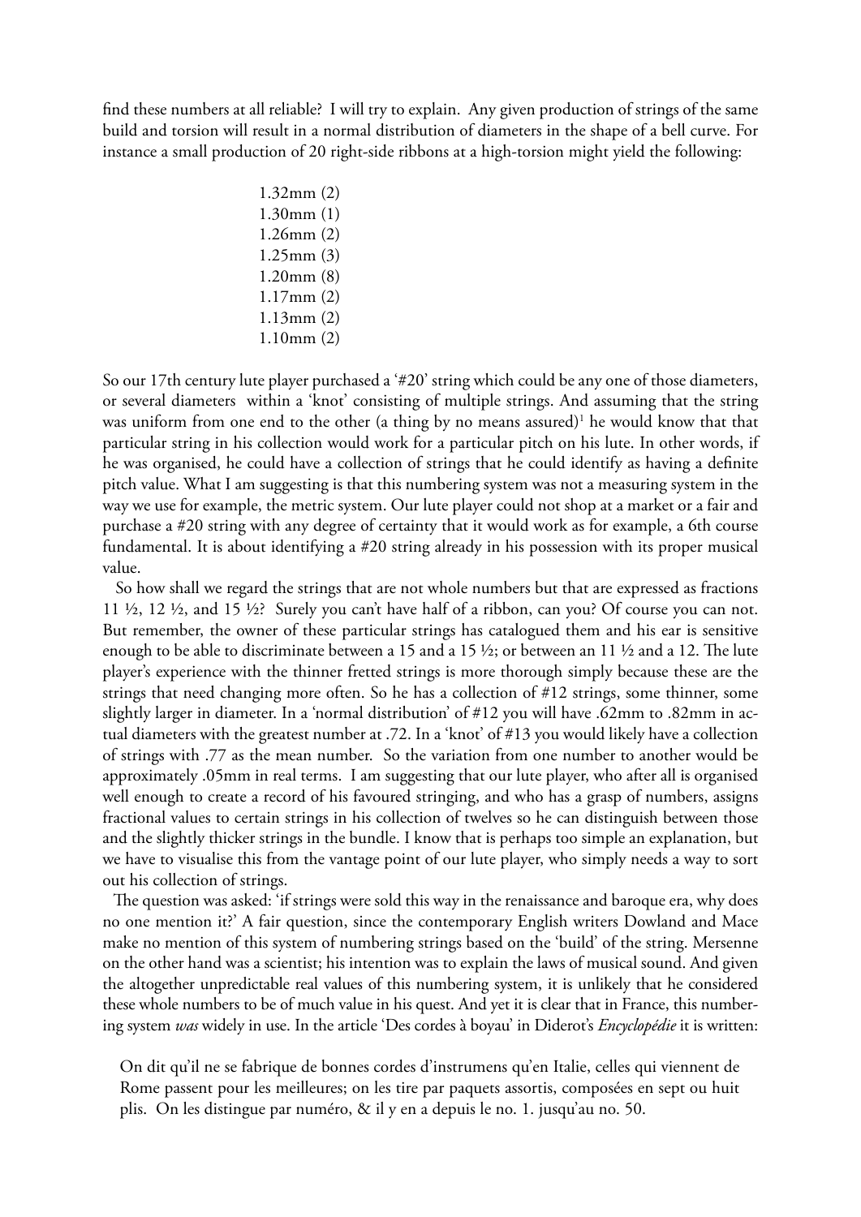find these numbers at all reliable? I will try to explain. Any given production of strings of the same build and torsion will result in a normal distribution of diameters in the shape of a bell curve. For instance a small production of 20 right-side ribbons at a high-torsion might yield the following:

1.32mm (2)
1.30mm (1)
1.26mm (2)
1.25mm (3)
1.20mm (8)
1.17mm (2)
1.13mm (2)
1.10mm (2)

So our 17th century lute player purchased a '#20' string which could be any one of those diameters, or several diameters within a 'knot' consisting of multiple strings. And assuming that the string was uniform from one end to the other (a thing by no means assured)[1] he would know that that particular string in his collection would work for a particular pitch on his lute. In other words, if he was organised, he could have a collection of strings that he could identify as having a definite pitch value. What I am suggesting is that this numbering system was not a measuring system in the way we use for example, the metric system. Our lute player could not shop at a market or a fair and purchase a #20 string with any degree of certainty that it would work as for example, a 6th course fundamental. It is about identifying a #20 string already in his possession with its proper musical value.

So how shall we regard the strings that are not whole numbers but that are expressed as fractions 11 ½, 12 ½, and 15 ½? Surely you can't have half of a ribbon, can you? Of course you can not. But remember, the owner of these particular strings has catalogued them and his ear is sensitive enough to be able to discriminate between a 15 and a 15 ½; or between an 11 ½ and a 12. The lute player's experience with the thinner fretted strings is more thorough simply because these are the strings that need changing more often. So he has a collection of #12 strings, some thinner, some slightly larger in diameter. In a 'normal distribution' of #12 you will have .62mm to .82mm in actual diameters with the greatest number at .72. In a 'knot' of #13 you would likely have a collection of strings with .77 as the mean number. So the variation from one number to another would be approximately .05mm in real terms. I am suggesting that our lute player, who after all is organised well enough to create a record of his favoured stringing, and who has a grasp of numbers, assigns fractional values to certain strings in his collection of twelves so he can distinguish between those and the slightly thicker strings in the bundle. I know that is perhaps too simple an explanation, but we have to visualise this from the vantage point of our lute player, who simply needs a way to sort out his collection of strings.

The question was asked: 'if strings were sold this way in the renaissance and baroque era, why does no one mention it?' A fair question, since the contemporary English writers Dowland and Mace make no mention of this system of numbering strings based on the 'build' of the string. Mersenne on the other hand was a scientist; his intention was to explain the laws of musical sound. And given the altogether unpredictable real values of this numbering system, it is unlikely that he considered these whole numbers to be of much value in his quest. And yet it is clear that in France, this numbering system *was* widely in use. In the article 'Des cordes à boyau' in Diderot's *Encyclopédie* it is written:

> On dit qu'il ne se fabrique de bonnes cordes d'instrumens qu'en Italie, celles qui viennent de Rome passent pour les meilleures; on les tire par paquets assortis, composées en sept ou huit plis. On les distingue par numéro, & il y en a depuis le no. 1. jusqu'au no. 50.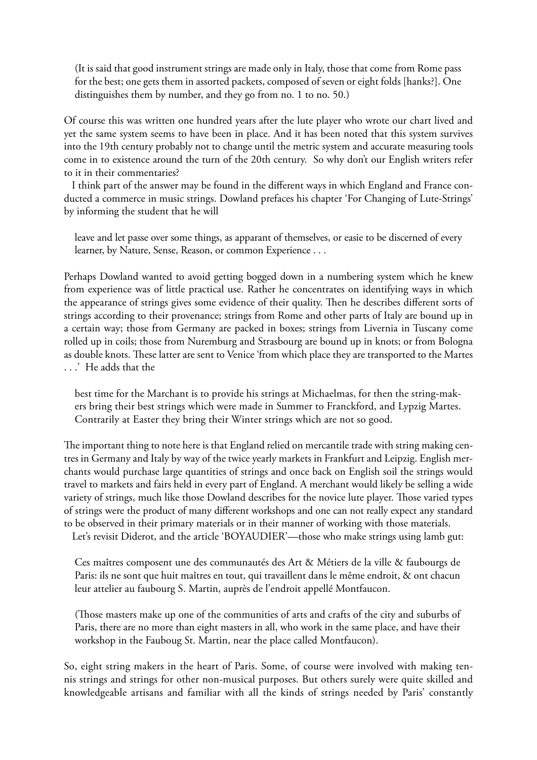(It is said that good instrument strings are made only in Italy, those that come from Rome pass for the best; one gets them in assorted packets, composed of seven or eight folds [hanks?]. One distinguishes them by number, and they go from no. 1 to no. 50.)

Of course this was written one hundred years after the lute player who wrote our chart lived and yet the same system seems to have been in place. And it has been noted that this system survives into the 19th century probably not to change until the metric system and accurate measuring tools come in to existence around the turn of the 20th century. So why don't our English writers refer to it in their commentaries?

I think part of the answer may be found in the different ways in which England and France conducted a commerce in music strings. Dowland prefaces his chapter 'For Changing of Lute-Strings' by informing the student that he will

> leave and let passe over some things, as apparant of themselves, or easie to be discerned of every learner, by Nature, Sense, Reason, or common Experience . . .

Perhaps Dowland wanted to avoid getting bogged down in a numbering system which he knew from experience was of little practical use. Rather he concentrates on identifying ways in which the appearance of strings gives some evidence of their quality. Then he describes different sorts of strings according to their provenance; strings from Rome and other parts of Italy are bound up in a certain way; those from Germany are packed in boxes; strings from Livernia in Tuscany come rolled up in coils; those from Nuremburg and Strasbourg are bound up in knots; or from Bologna as double knots. These latter are sent to Venice 'from which place they are transported to the Martes . . .' He adds that the

> best time for the Marchant is to provide his strings at Michaelmas, for then the string-makers bring their best strings which were made in Summer to Franckford, and Lypzig Martes. Contrarily at Easter they bring their Winter strings which are not so good.

The important thing to note here is that England relied on mercantile trade with string making centres in Germany and Italy by way of the twice yearly markets in Frankfurt and Leipzig. English merchants would purchase large quantities of strings and once back on English soil the strings would travel to markets and fairs held in every part of England. A merchant would likely be selling a wide variety of strings, much like those Dowland describes for the novice lute player. Those varied types of strings were the product of many different workshops and one can not really expect any standard to be observed in their primary materials or in their manner of working with those materials.

Let's revisit Diderot, and the article 'BOYAUDIER'—those who make strings using lamb gut:

> Ces maîtres composent une des communautés des Art & Métiers de la ville & faubourgs de Paris: ils ne sont que huit maîtres en tout, qui travaillent dans le même endroit, & ont chacun leur attelier au faubourg S. Martin, auprès de l'endroit appellé Montfaucon.

> (Those masters make up one of the communities of arts and crafts of the city and suburbs of Paris, there are no more than eight masters in all, who work in the same place, and have their workshop in the Fauboug St. Martin, near the place called Montfaucon).

So, eight string makers in the heart of Paris. Some, of course were involved with making tennis strings and strings for other non-musical purposes. But others surely were quite skilled and knowledgeable artisans and familiar with all the kinds of strings needed by Paris' constantly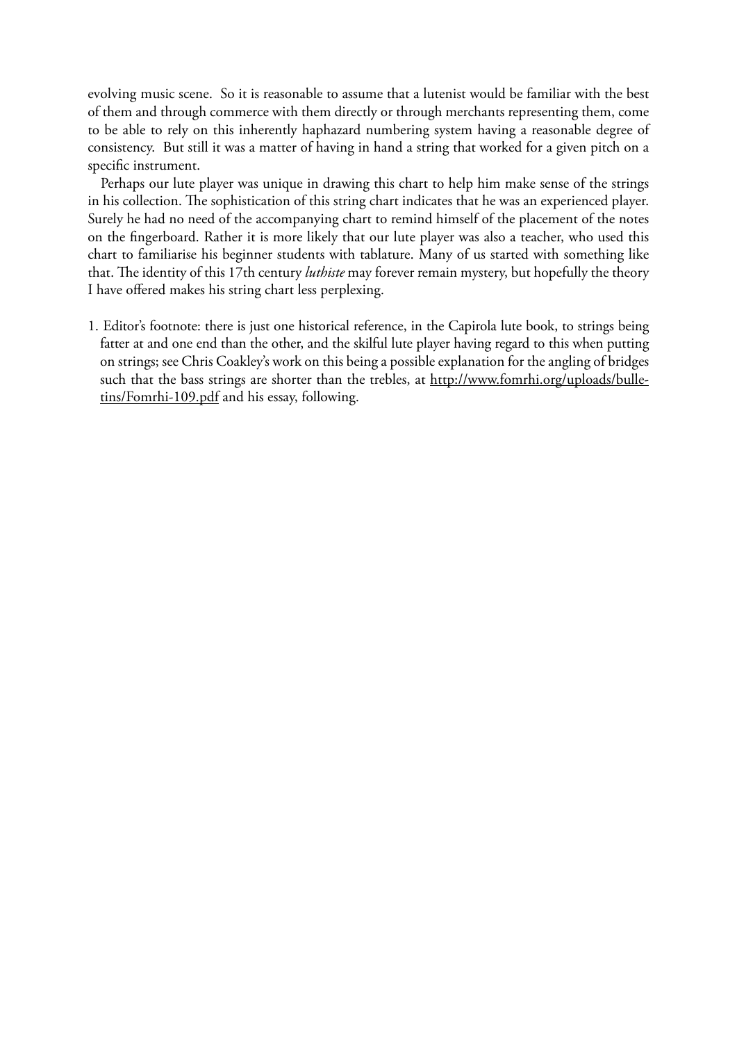evolving music scene. So it is reasonable to assume that a lutenist would be familiar with the best of them and through commerce with them directly or through merchants representing them, come to be able to rely on this inherently haphazard numbering system having a reasonable degree of consistency. But still it was a matter of having in hand a string that worked for a given pitch on a specific instrument.

Perhaps our lute player was unique in drawing this chart to help him make sense of the strings in his collection. The sophistication of this string chart indicates that he was an experienced player. Surely he had no need of the accompanying chart to remind himself of the placement of the notes on the fingerboard. Rather it is more likely that our lute player was also a teacher, who used this chart to familiarise his beginner students with tablature. Many of us started with something like that. The identity of this 17th century *luthiste* may forever remain mystery, but hopefully the theory I have offered makes his string chart less perplexing.

1. Editor's footnote: there is just one historical reference, in the Capirola lute book, to strings being fatter at and one end than the other, and the skilful lute player having regard to this when putting on strings; see Chris Coakley's work on this being a possible explanation for the angling of bridges such that the bass strings are shorter than the trebles, at http://www.fomrhi.org/uploads/bulletins/Fomrhi-109.pdf and his essay, following.